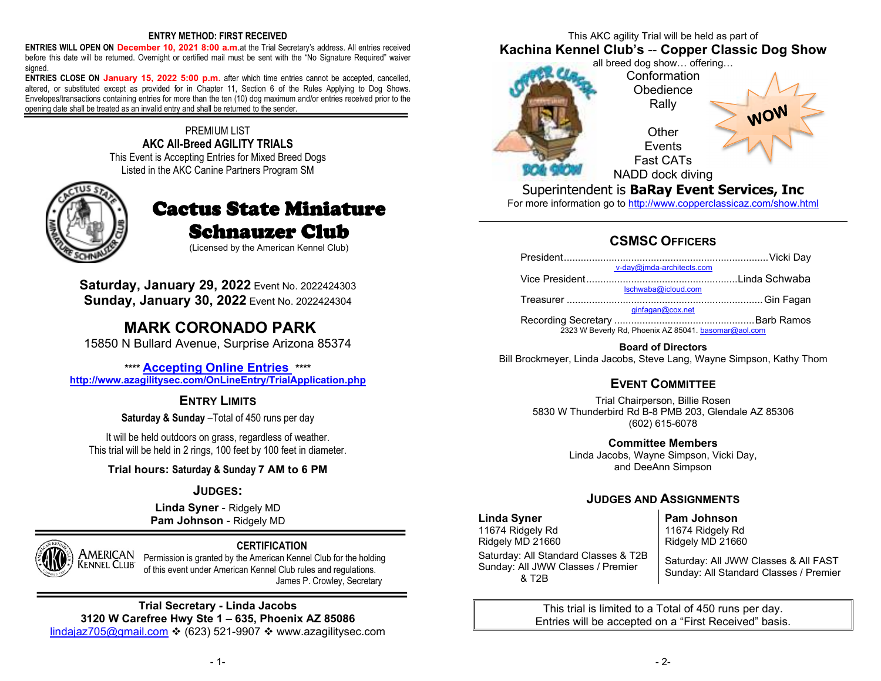**ENTRY METHOD: FIRST RECEIVED**

**ENTRIES WILL OPEN ON December 10, 2021 8:00 a.m.** at the Trial Secretary's address. All entries received before this date will be returned. Overnight or certified mail must be sent with the "No Signature Required" waiver signed.

**ENTRIES CLOSE ON January 15, 2022 5:00 p.m.** after which time entries cannot be accepted, cancelled, altered, or substituted except as provided for in Chapter 11, Section 6 of the Rules Applying to Dog Shows. Envelopes/transactions containing entries for more than the ten (10) dog maximum and/or entries received prior to the opening date shall be treated as an invalid entry and shall be returned to the sender.

PREMIUM LIST

**AKC All-Breed AGILITY TRIALS**

This Event is Accepting Entries for Mixed Breed Dogs Listed in the AKC Canine Partners Program SM

# Cactus State Miniature Schnauzer Club

(Licensed by the American Kennel Club)

**Saturday, January 29, 2022** Event No. 2022424303

**Sunday, January 30, 2022** Event No. 2022424304

## MARK CORONADO PARK

15850 N Bullard Avenue, Surprise Arizona 85374

\*\*\*\* **Accepting Online Entries** \*\*\*\*

**http://www.azagilitysec.com/OnLineEntry/TrialApplication.php**

## ENTRY LIMITS

**Saturday & Sunday** –Total of 450 runs per day

It will be held outdoors on grass, regardless of weather.
This trial will be held in 2 rings, 100 feet by 100 feet in diameter.

**Trial hours: Saturday & Sunday 7 AM to 6 PM**

## JUDGES:

**Linda Syner** - Ridgely MD
**Pam Johnson** - Ridgely MD

### CERTIFICATION

Permission is granted by the American Kennel Club for the holding of this event under American Kennel Club rules and regulations.

James P. Crowley, Secretary

**Trial Secretary - Linda Jacobs**
**3120 W Carefree Hwy Ste 1 – 635, Phoenix AZ 85086**
lindajaz705@gmail.com ❖ (623) 521-9907 ❖ www.azagilitysec.com

This AKC agility Trial will be held as part of

**Kachina Kennel Club's -- Copper Classic Dog Show**

all breed dog show… offering…

Conformation
Obedience
Rally

Other Events
Fast CATs
NADD dock diving

WOW

Superintendent is **BaRay Event Services, Inc**

For more information go to http://www.copperclassicaz.com/show.html

## CSMSC OFFICERS

President.......................................................................Vicki Day
v-day@jmda-architects.com

Vice President....................................................Linda Schwaba
lschwaba@icloud.com

Treasurer ....................................................................Gin Fagan
ginfagan@cox.net

Recording Secretary ................................................Barb Ramos
2323 W Beverly Rd, Phoenix AZ 85041. basomar@aol.com

**Board of Directors**

Bill Brockmeyer, Linda Jacobs, Steve Lang, Wayne Simpson, Kathy Thom

## EVENT COMMITTEE

Trial Chairperson, Billie Rosen
5830 W Thunderbird Rd B-8 PMB 203, Glendale AZ 85306
(602) 615-6078

**Committee Members**

Linda Jacobs, Wayne Simpson, Vicki Day, and DeeAnn Simpson

## JUDGES AND ASSIGNMENTS

**Linda Syner**
11674 Ridgely Rd
Ridgely MD 21660

Saturday: All Standard Classes & T2B
Sunday: All JWW Classes / Premier & T2B

**Pam Johnson**
11674 Ridgely Rd
Ridgely MD 21660

Saturday: All JWW Classes & All FAST
Sunday: All Standard Classes / Premier

This trial is limited to a Total of 450 runs per day.
Entries will be accepted on a "First Received" basis.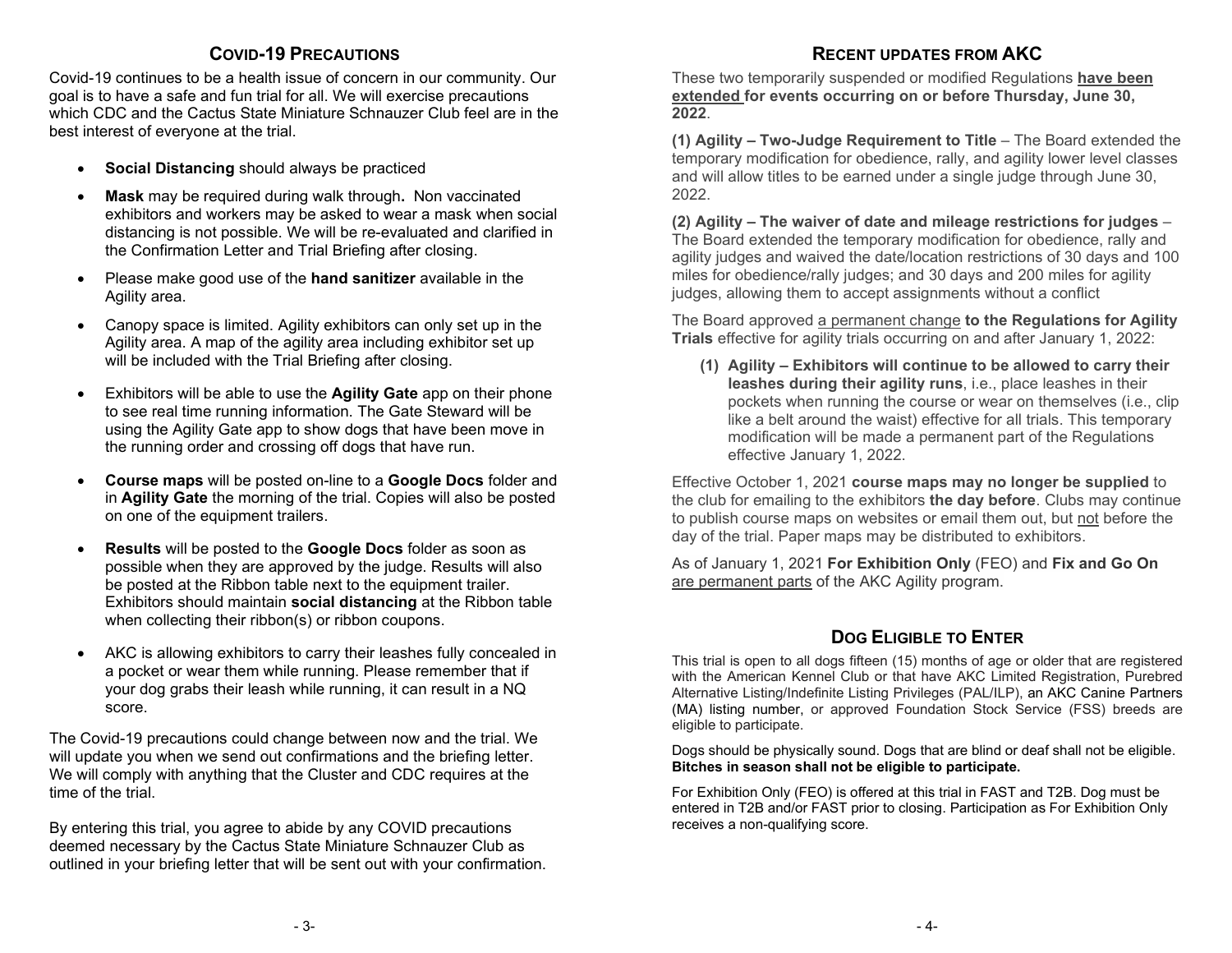## COVID-19 PRECAUTIONS

Covid-19 continues to be a health issue of concern in our community. Our goal is to have a safe and fun trial for all. We will exercise precautions which CDC and the Cactus State Miniature Schnauzer Club feel are in the best interest of everyone at the trial.

- **Social Distancing** should always be practiced
- **Mask** may be required during walk through**.** Non vaccinated exhibitors and workers may be asked to wear a mask when social distancing is not possible. We will be re-evaluated and clarified in the Confirmation Letter and Trial Briefing after closing.
- Please make good use of the **hand sanitizer** available in the Agility area.
- Canopy space is limited. Agility exhibitors can only set up in the Agility area. A map of the agility area including exhibitor set up will be included with the Trial Briefing after closing.
- Exhibitors will be able to use the **Agility Gate** app on their phone to see real time running information. The Gate Steward will be using the Agility Gate app to show dogs that have been move in the running order and crossing off dogs that have run.
- **Course maps** will be posted on-line to a **Google Docs** folder and in **Agility Gate** the morning of the trial. Copies will also be posted on one of the equipment trailers.
- **Results** will be posted to the **Google Docs** folder as soon as possible when they are approved by the judge. Results will also be posted at the Ribbon table next to the equipment trailer. Exhibitors should maintain **social distancing** at the Ribbon table when collecting their ribbon(s) or ribbon coupons.
- AKC is allowing exhibitors to carry their leashes fully concealed in a pocket or wear them while running. Please remember that if your dog grabs their leash while running, it can result in a NQ score.

The Covid-19 precautions could change between now and the trial. We will update you when we send out confirmations and the briefing letter. We will comply with anything that the Cluster and CDC requires at the time of the trial.

By entering this trial, you agree to abide by any COVID precautions deemed necessary by the Cactus State Miniature Schnauzer Club as outlined in your briefing letter that will be sent out with your confirmation.

## RECENT UPDATES FROM AKC

These two temporarily suspended or modified Regulations **have been extended for events occurring on or before Thursday, June 30, 2022**.

**(1) Agility – Two-Judge Requirement to Title** – The Board extended the temporary modification for obedience, rally, and agility lower level classes and will allow titles to be earned under a single judge through June 30, 2022.

**(2) Agility – The waiver of date and mileage restrictions for judges** – The Board extended the temporary modification for obedience, rally and agility judges and waived the date/location restrictions of 30 days and 100 miles for obedience/rally judges; and 30 days and 200 miles for agility judges, allowing them to accept assignments without a conflict

The Board approved a permanent change **to the Regulations for Agility Trials** effective for agility trials occurring on and after January 1, 2022:

**(1) Agility – Exhibitors will continue to be allowed to carry their leashes during their agility runs**, i.e., place leashes in their pockets when running the course or wear on themselves (i.e., clip like a belt around the waist) effective for all trials. This temporary modification will be made a permanent part of the Regulations effective January 1, 2022.

Effective October 1, 2021 **course maps may no longer be supplied** to the club for emailing to the exhibitors **the day before**. Clubs may continue to publish course maps on websites or email them out, but not before the day of the trial. Paper maps may be distributed to exhibitors.

As of January 1, 2021 **For Exhibition Only** (FEO) and **Fix and Go On** are permanent parts of the AKC Agility program.

## DOG ELIGIBLE TO ENTER

This trial is open to all dogs fifteen (15) months of age or older that are registered with the American Kennel Club or that have AKC Limited Registration, Purebred Alternative Listing/Indefinite Listing Privileges (PAL/ILP), an AKC Canine Partners (MA) listing number, or approved Foundation Stock Service (FSS) breeds are eligible to participate.

Dogs should be physically sound. Dogs that are blind or deaf shall not be eligible. **Bitches in season shall not be eligible to participate.**

For Exhibition Only (FEO) is offered at this trial in FAST and T2B. Dog must be entered in T2B and/or FAST prior to closing. Participation as For Exhibition Only receives a non-qualifying score.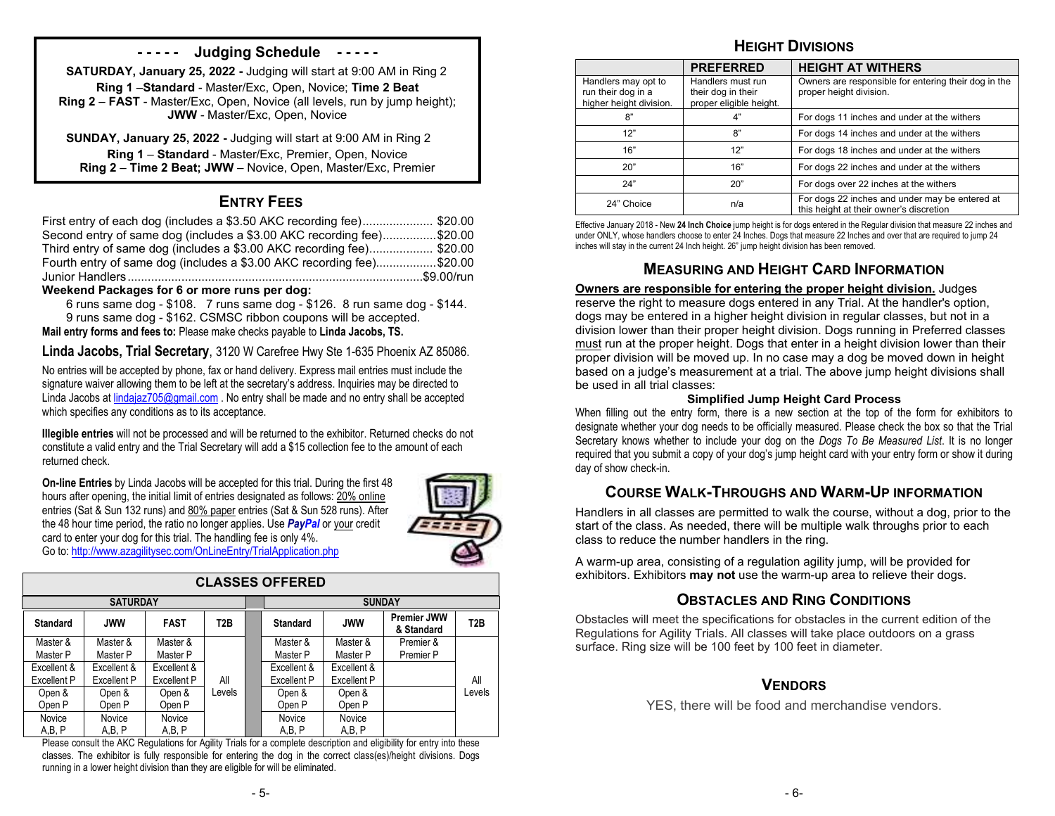## - - - - - Judging Schedule - - - - -

**SATURDAY, January 25, 2022 -** Judging will start at 9:00 AM in Ring 2

**Ring 1** –**Standard** - Master/Exc, Open, Novice; **Time 2 Beat**

**Ring 2** – **FAST** - Master/Exc, Open, Novice (all levels, run by jump height); **JWW** - Master/Exc, Open, Novice

**SUNDAY, January 25, 2022 -** Judging will start at 9:00 AM in Ring 2

**Ring 1** – **Standard** - Master/Exc, Premier, Open, Novice

**Ring 2** – **Time 2 Beat; JWW** – Novice, Open, Master/Exc, Premier

## ENTRY FEES

First entry of each dog (includes a $3.50 AKC recording fee)..................... $20.00
Second entry of same dog (includes a $3.00 AKC recording fee)................$20.00
Third entry of same dog (includes a $3.00 AKC recording fee)................... $20.00
Fourth entry of same dog (includes a $3.00 AKC recording fee)..................$20.00
Junior Handlers.......................................................................................$9.00/run

**Weekend Packages for 6 or more runs per dog:**

6 runs same dog - $108. 7 runs same dog - $126. 8 run same dog - $144.
9 runs same dog - $162. CSMSC ribbon coupons will be accepted.

**Mail entry forms and fees to:** Please make checks payable to **Linda Jacobs, TS.**

**Linda Jacobs, Trial Secretary**, 3120 W Carefree Hwy Ste 1-635 Phoenix AZ 85086.

No entries will be accepted by phone, fax or hand delivery. Express mail entries must include the signature waiver allowing them to be left at the secretary's address. Inquiries may be directed to Linda Jacobs at lindajaz705@gmail.com . No entry shall be made and no entry shall be accepted which specifies any conditions as to its acceptance.

**Illegible entries** will not be processed and will be returned to the exhibitor. Returned checks do not constitute a valid entry and the Trial Secretary will add a $15 collection fee to the amount of each returned check.

**On-line Entries** by Linda Jacobs will be accepted for this trial. During the first 48 hours after opening, the initial limit of entries designated as follows: 20% online entries (Sat & Sun 132 runs) and 80% paper entries (Sat & Sun 528 runs). After the 48 hour time period, the ratio no longer applies. Use ***PayPal*** or your credit card to enter your dog for this trial. The handling fee is only 4%.
Go to: http://www.azagilitysec.com/OnLineEntry/TrialApplication.php

## CLASSES OFFERED

| SATURDAY | | | | SUNDAY | | | |
|---|---|---|---|---|---|---|---|
| **Standard** | **JWW** | **FAST** | **T2B** | **Standard** | **JWW** | **Premier JWW & Standard** | **T2B** |
| Master & Master P | Master & Master P | Master & Master P | All Levels | Master & Master P | Master & Master P | Premier & Premier P | All Levels |
| Excellent & Excellent P | Excellent & Excellent P | Excellent & Excellent P | | Excellent & Excellent P | Excellent & Excellent P | | |
| Open & Open P | Open & Open P | Open & Open P | | Open & Open P | Open & Open P | | |
| Novice A,B, P | Novice A,B, P | Novice A,B, P | | Novice A,B, P | Novice A,B, P | | |

Please consult the AKC Regulations for Agility Trials for a complete description and eligibility for entry into these classes. The exhibitor is fully responsible for entering the dog in the correct class(es)/height divisions. Dogs running in a lower height division than they are eligible for will be eliminated.

## HEIGHT DIVISIONS

| | PREFERRED | HEIGHT AT WITHERS |
|---|---|---|
| Handlers may opt to run their dog in a higher height division. | Handlers must run their dog in their preferred eligible height. | Owners are responsible for entering their dog in the proper height division. |
| 8" | 4" | For dogs 11 inches and under at the withers |
| 12" | 8" | For dogs 14 inches and under at the withers |
| 16" | 12" | For dogs 18 inches and under at the withers |
| 20" | 16" | For dogs 22 inches and under at the withers |
| 24" | 20" | For dogs over 22 inches at the withers |
| 24" Choice | n/a | For dogs 22 inches and under and may be entered at this height at their owner's discretion |

Effective January 2018 - New **24 Inch Choice** jump height is for dogs entered in the Regular division that measure 22 inches and under ONLY, whose handlers choose to enter 24 Inches. Dogs that measure 22 Inches and over that are required to jump 24 inches will stay in the current 24 Inch height. 26" jump height division has been removed.

## MEASURING AND HEIGHT CARD INFORMATION

**Owners are responsible for entering the proper height division.** Judges reserve the right to measure dogs entered in any Trial. At the handler's option, dogs may be entered in a higher height division in regular classes, but not in a division lower than their proper height division. Dogs running in Preferred classes must run at the proper height. Dogs that enter in a height division lower than their proper division will be moved up. In no case may a dog be moved down in height based on a judge's measurement at a trial. The above jump height divisions shall be used in all trial classes:

### Simplified Jump Height Card Process

When filling out the entry form, there is a new section at the top of the form for exhibitors to designate whether your dog needs to be officially measured. Please check the box so that the Trial Secretary knows whether to include your dog on the *Dogs To Be Measured List*. It is no longer required that you submit a copy of your dog's jump height card with your entry form or show it during day of show check-in.

## COURSE WALK-THROUGHS AND WARM-UP INFORMATION

Handlers in all classes are permitted to walk the course, without a dog, prior to the start of the class. As needed, there will be multiple walk throughs prior to each class to reduce the number handlers in the ring.

A warm-up area, consisting of a regulation agility jump, will be provided for exhibitors. Exhibitors **may not** use the warm-up area to relieve their dogs.

## OBSTACLES AND RING CONDITIONS

Obstacles will meet the specifications for obstacles in the current edition of the Regulations for Agility Trials. All classes will take place outdoors on a grass surface. Ring size will be 100 feet by 100 feet in diameter.

## VENDORS

YES, there will be food and merchandise vendors.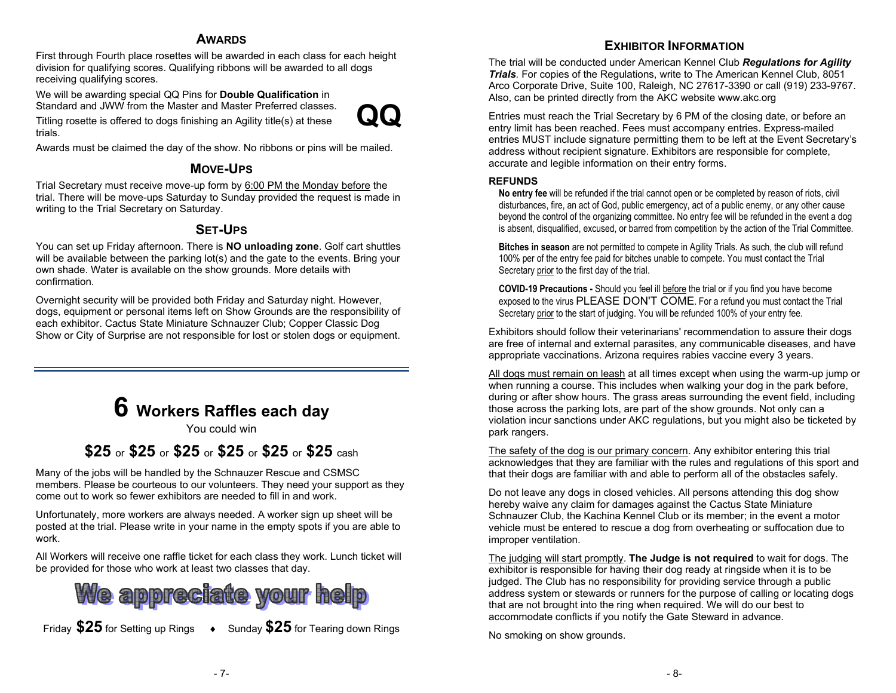## AWARDS

First through Fourth place rosettes will be awarded in each class for each height division for qualifying scores. Qualifying ribbons will be awarded to all dogs receiving qualifying scores.

We will be awarding special QQ Pins for **Double Qualification** in Standard and JWW from the Master and Master Preferred classes.

**QQ**

Titling rosette is offered to dogs finishing an Agility title(s) at these trials.

Awards must be claimed the day of the show. No ribbons or pins will be mailed.

## MOVE-UPS

Trial Secretary must receive move-up form by 6:00 PM the Monday before the trial. There will be move-ups Saturday to Sunday provided the request is made in writing to the Trial Secretary on Saturday.

## SET-UPS

You can set up Friday afternoon. There is **NO unloading zone**. Golf cart shuttles will be available between the parking lot(s) and the gate to the events. Bring your own shade. Water is available on the show grounds. More details with confirmation.

Overnight security will be provided both Friday and Saturday night. However, dogs, equipment or personal items left on Show Grounds are the responsibility of each exhibitor. Cactus State Miniature Schnauzer Club; Copper Classic Dog Show or City of Surprise are not responsible for lost or stolen dogs or equipment.

---

## 6 Workers Raffles each day

You could win

**$25** or **$25** or **$25** or **$25** or **$25** or **$25** cash

Many of the jobs will be handled by the Schnauzer Rescue and CSMSC members. Please be courteous to our volunteers. They need your support as they come out to work so fewer exhibitors are needed to fill in and work.

Unfortunately, more workers are always needed. A worker sign up sheet will be posted at the trial. Please write in your name in the empty spots if you are able to work.

All Workers will receive one raffle ticket for each class they work. Lunch ticket will be provided for those who work at least two classes that day.

**We appreciate your help**

Friday **$25** for Setting up Rings ♦ Sunday **$25** for Tearing down Rings

## EXHIBITOR INFORMATION

The trial will be conducted under American Kennel Club ***Regulations for Agility Trials***. For copies of the Regulations, write to The American Kennel Club, 8051 Arco Corporate Drive, Suite 100, Raleigh, NC 27617-3390 or call (919) 233-9767. Also, can be printed directly from the AKC website www.akc.org

Entries must reach the Trial Secretary by 6 PM of the closing date, or before an entry limit has been reached. Fees must accompany entries. Express-mailed entries MUST include signature permitting them to be left at the Event Secretary's address without recipient signature. Exhibitors are responsible for complete, accurate and legible information on their entry forms.

**REFUNDS**

**No entry fee** will be refunded if the trial cannot open or be completed by reason of riots, civil disturbances, fire, an act of God, public emergency, act of a public enemy, or any other cause beyond the control of the organizing committee. No entry fee will be refunded in the event a dog is absent, disqualified, excused, or barred from competition by the action of the Trial Committee.

**Bitches in season** are not permitted to compete in Agility Trials. As such, the club will refund 100% per of the entry fee paid for bitches unable to compete. You must contact the Trial Secretary prior to the first day of the trial.

**COVID-19 Precautions -** Should you feel ill before the trial or if you find you have become exposed to the virus PLEASE DON'T COME. For a refund you must contact the Trial Secretary prior to the start of judging. You will be refunded 100% of your entry fee.

Exhibitors should follow their veterinarians' recommendation to assure their dogs are free of internal and external parasites, any communicable diseases, and have appropriate vaccinations. Arizona requires rabies vaccine every 3 years.

All dogs must remain on leash at all times except when using the warm-up jump or when running a course. This includes when walking your dog in the park before, during or after show hours. The grass areas surrounding the event field, including those across the parking lots, are part of the show grounds. Not only can a violation incur sanctions under AKC regulations, but you might also be ticketed by park rangers.

The safety of the dog is our primary concern. Any exhibitor entering this trial acknowledges that they are familiar with the rules and regulations of this sport and that their dogs are familiar with and able to perform all of the obstacles safely.

Do not leave any dogs in closed vehicles. All persons attending this dog show hereby waive any claim for damages against the Cactus State Miniature Schnauzer Club, the Kachina Kennel Club or its member; in the event a motor vehicle must be entered to rescue a dog from overheating or suffocation due to improper ventilation.

The judging will start promptly. **The Judge is not required** to wait for dogs. The exhibitor is responsible for having their dog ready at ringside when it is to be judged. The Club has no responsibility for providing service through a public address system or stewards or runners for the purpose of calling or locating dogs that are not brought into the ring when required. We will do our best to accommodate conflicts if you notify the Gate Steward in advance.

No smoking on show grounds.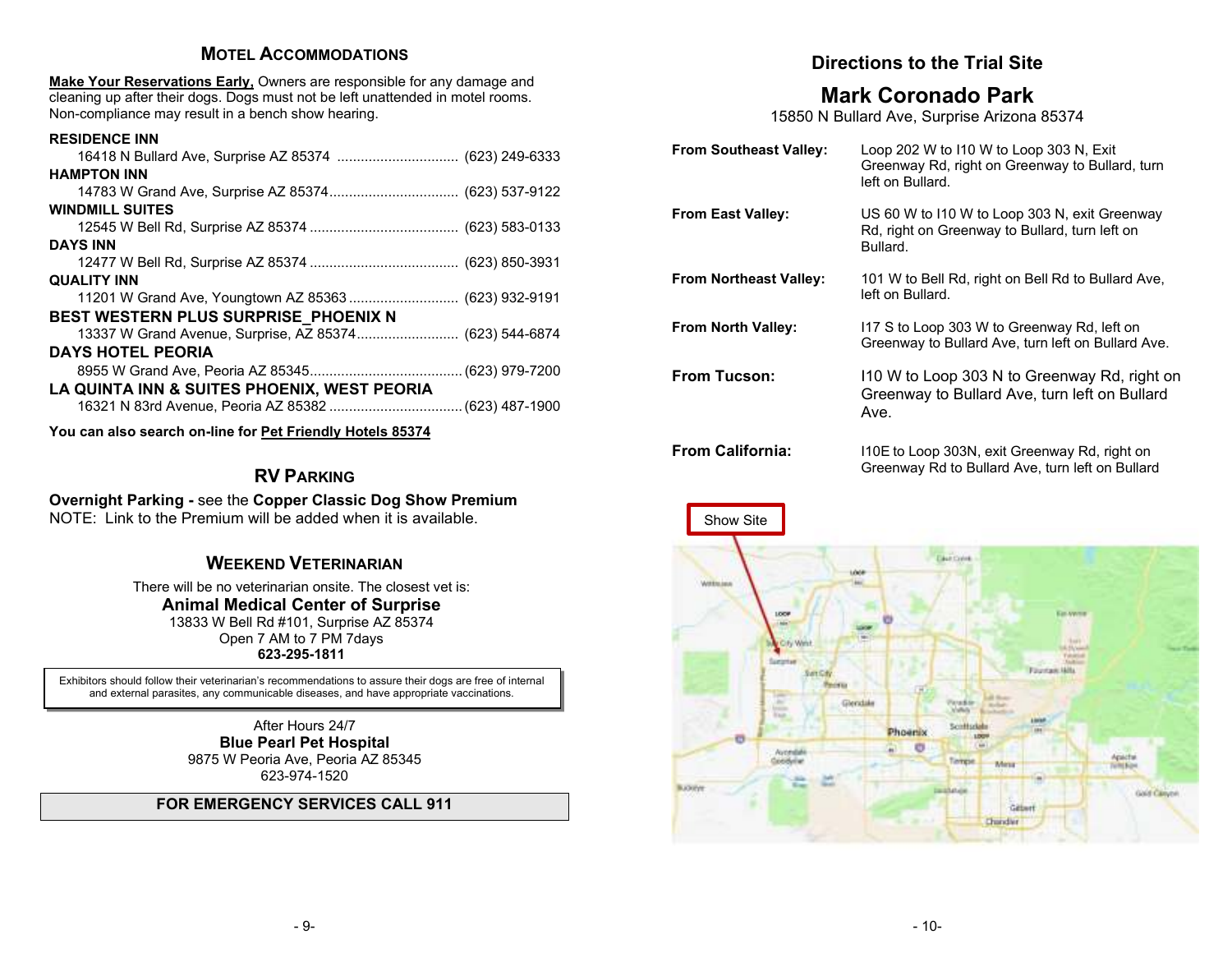## Motel Accommodations

**Make Your Reservations Early,** Owners are responsible for any damage and cleaning up after their dogs. Dogs must not be left unattended in motel rooms. Non-compliance may result in a bench show hearing.

**RESIDENCE INN**
16418 N Bullard Ave, Surprise AZ 85374 .............................. (623) 249-6333

**HAMPTON INN**
14783 W Grand Ave, Surprise AZ 85374................................ (623) 537-9122

**WINDMILL SUITES**
12545 W Bell Rd, Surprise AZ 85374 ..................................... (623) 583-0133

**DAYS INN**
12477 W Bell Rd, Surprise AZ 85374 ..................................... (623) 850-3931

**QUALITY INN**
11201 W Grand Ave, Youngtown AZ 85363 ........................... (623) 932-9191

**BEST WESTERN PLUS SURPRISE_PHOENIX N**
13337 W Grand Avenue, Surprise, AZ 85374......................... (623) 544-6874

**DAYS HOTEL PEORIA**
8955 W Grand Ave, Peoria AZ 85345...................................... (623) 979-7200

**LA QUINTA INN & SUITES PHOENIX, WEST PEORIA**
16321 N 83rd Avenue, Peoria AZ 85382 ................................. (623) 487-1900

**You can also search on-line for Pet Friendly Hotels 85374**

## RV Parking

**Overnight Parking -** see the **Copper Classic Dog Show Premium**
NOTE: Link to the Premium will be added when it is available.

## Weekend Veterinarian

There will be no veterinarian onsite. The closest vet is:

**Animal Medical Center of Surprise**
13833 W Bell Rd #101, Surprise AZ 85374
Open 7 AM to 7 PM 7days
**623-295-1811**

Exhibitors should follow their veterinarian's recommendations to assure their dogs are free of internal and external parasites, any communicable diseases, and have appropriate vaccinations.

After Hours 24/7
**Blue Pearl Pet Hospital**
9875 W Peoria Ave, Peoria AZ 85345
623-974-1520

**FOR EMERGENCY SERVICES CALL 911**

## Directions to the Trial Site

## Mark Coronado Park

15850 N Bullard Ave, Surprise Arizona 85374

| | |
|---|---|
| **From Southeast Valley:** | Loop 202 W to I10 W to Loop 303 N, Exit Greenway Rd, right on Greenway to Bullard, turn left on Bullard. |
| **From East Valley:** | US 60 W to I10 W to Loop 303 N, exit Greenway Rd, right on Greenway to Bullard, turn left on Bullard. |
| **From Northeast Valley:** | 101 W to Bell Rd, right on Bell Rd to Bullard Ave, left on Bullard. |
| **From North Valley:** | I17 S to Loop 303 W to Greenway Rd, left on Greenway to Bullard Ave, turn left on Bullard Ave. |
| **From Tucson:** | I10 W to Loop 303 N to Greenway Rd, right on Greenway to Bullard Ave, turn left on Bullard Ave. |
| **From California:** | I10E to Loop 303N, exit Greenway Rd, right on Greenway Rd to Bullard Ave, turn left on Bullard |

Show Site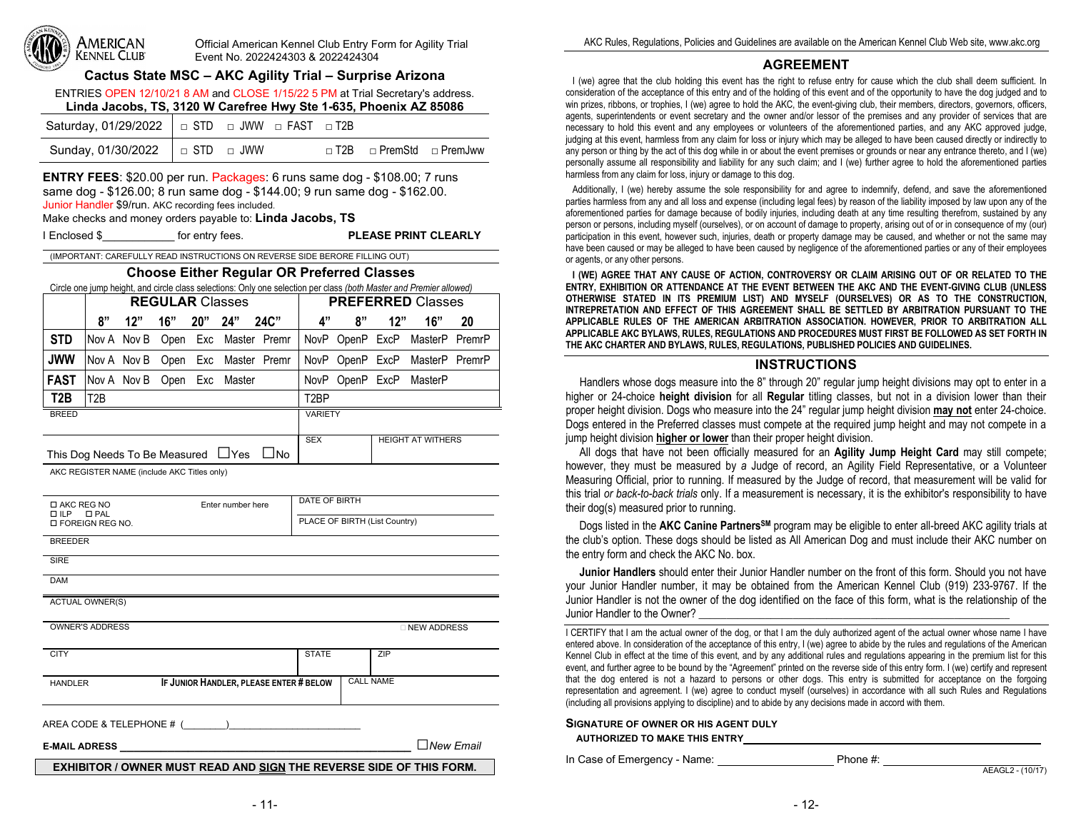AMERICAN KENNEL CLUB

Official American Kennel Club Entry Form for Agility Trial
Event No. 2022424303 & 2022424304

## Cactus State MSC – AKC Agility Trial – Surprise Arizona

ENTRIES OPEN 12/10/21 8 AM and CLOSE 1/15/22 5 PM at Trial Secretary's address.
**Linda Jacobs, TS, 3120 W Carefree Hwy Ste 1-635, Phoenix AZ 85086**

| | | | | | | |
|---|---|---|---|---|---|---|
| Saturday, 01/29/2022 | □ STD | □ JWW | □ FAST | □ T2B | | |
| Sunday, 01/30/2022 | □ STD | □ JWW | | □ T2B | □ PremStd | □ PremJww |

**ENTRY FEES**: $20.00 per run. Packages: 6 runs same dog - $108.00; 7 runs same dog - $126.00; 8 run same dog - $144.00; 9 run same dog - $162.00.
Junior Handler $9/run. AKC recording fees included.
Make checks and money orders payable to: **Linda Jacobs, TS**

I Enclosed $____________ for entry fees. **PLEASE PRINT CLEARLY**

(IMPORTANT: CAREFULLY READ INSTRUCTIONS ON REVERSE SIDE BERORE FILLING OUT)

### Choose Either Regular OR Preferred Classes

Circle one jump height, and circle class selections: Only one selection per class *(both Master and Premier allowed)*

| | REGULAR Classes | | | | | | PREFERRED Classes | | | | |
|---|---|---|---|---|---|---|---|---|---|---|---|
| | 8" | 12" | 16" | 20" | 24" | 24C" | 4" | 8" | 12" | 16" | 20 |
| STD | Nov A | Nov B | Open | Exc | Master | Premr | NovP | OpenP | ExcP | MasterP | PremrP |
| JWW | Nov A | Nov B | Open | Exc | Master | Premr | NovP | OpenP | ExcP | MasterP | PremrP |
| FAST | Nov A | Nov B | Open | Exc | Master | | NovP | OpenP | ExcP | MasterP | |
| T2B | T2B | | | | | | T2BP | | | | |

BREED | VARIETY

This Dog Needs To Be Measured ☐Yes ☐No | SEX | HEIGHT AT WITHERS

AKC REGISTER NAME (include AKC Titles only)

☐ AKC REG NO Enter number here
☐ ILP ☐ PAL
☐ FOREIGN REG NO.

DATE OF BIRTH

PLACE OF BIRTH (List Country)

BREEDER

SIRE

DAM

ACTUAL OWNER(S)

OWNER'S ADDRESS □ NEW ADDRESS

CITY | STATE | ZIP

HANDLER | IF JUNIOR HANDLER, PLEASE ENTER # BELOW | CALL NAME

AREA CODE & TELEPHONE # (________)________________________

**E-MAIL ADRESS** ______________________________ ☐*New Email*

**EXHIBITOR / OWNER MUST READ AND SIGN THE REVERSE SIDE OF THIS FORM.**

AKC Rules, Regulations, Policies and Guidelines are available on the American Kennel Club Web site, www.akc.org

## AGREEMENT

I (we) agree that the club holding this event has the right to refuse entry for cause which the club shall deem sufficient. In consideration of the acceptance of this entry and of the holding of this event and of the opportunity to have the dog judged and to win prizes, ribbons, or trophies, I (we) agree to hold the AKC, the event-giving club, their members, directors, governors, officers, agents, superintendents or event secretary and the owner and/or lessor of the premises and any provider of services that are necessary to hold this event and any employees or volunteers of the aforementioned parties, and any AKC approved judge, judging at this event, harmless from any claim for loss or injury which may be alleged to have been caused directly or indirectly to any person or thing by the act of this dog while in or about the event premises or grounds or near any entrance thereto, and I (we) personally assume all responsibility and liability for any such claim; and I (we) further agree to hold the aforementioned parties harmless from any claim for loss, injury or damage to this dog.

Additionally, I (we) hereby assume the sole responsibility for and agree to indemnify, defend, and save the aforementioned parties harmless from any and all loss and expense (including legal fees) by reason of the liability imposed by law upon any of the aforementioned parties for damage because of bodily injuries, including death at any time resulting therefrom, sustained by any person or persons, including myself (ourselves), or on account of damage to property, arising out of or in consequence of my (our) participation in this event, however such, injuries, death or property damage may be caused, and whether or not the same may have been caused or may be alleged to have been caused by negligence of the aforementioned parties or any of their employees or agents, or any other persons.

**I (WE) AGREE THAT ANY CAUSE OF ACTION, CONTROVERSY OR CLAIM ARISING OUT OF OR RELATED TO THE ENTRY, EXHIBITION OR ATTENDANCE AT THE EVENT BETWEEN THE AKC AND THE EVENT-GIVING CLUB (UNLESS OTHERWISE STATED IN ITS PREMIUM LIST) AND MYSELF (OURSELVES) OR AS TO THE CONSTRUCTION, INTREPRETATION AND EFFECT OF THIS AGREEMENT SHALL BE SETTLED BY ARBITRATION PURSUANT TO THE APPLICABLE RULES OF THE AMERICAN ARBITRATION ASSOCIATION. HOWEVER, PRIOR TO ARBITRATION ALL APPLICABLE AKC BYLAWS, RULES, REGULATIONS AND PROCEDURES MUST FIRST BE FOLLOWED AS SET FORTH IN THE AKC CHARTER AND BYLAWS, RULES, REGULATIONS, PUBLISHED POLICIES AND GUIDELINES.**

## INSTRUCTIONS

Handlers whose dogs measure into the 8" through 20" regular jump height divisions may opt to enter in a higher or 24-choice **height division** for all **Regular** titling classes, but not in a division lower than their proper height division. Dogs who measure into the 24" regular jump height division **may not** enter 24-choice. Dogs entered in the Preferred classes must compete at the required jump height and may not compete in a jump height division **higher or lower** than their proper height division.

All dogs that have not been officially measured for an **Agility Jump Height Card** may still compete; however, they must be measured by *a* Judge of record, an Agility Field Representative, or a Volunteer Measuring Official, prior to running. If measured by the Judge of record, that measurement will be valid for this trial *or back-to-back trials* only. If a measurement is necessary, it is the exhibitor's responsibility to have their dog(s) measured prior to running.

Dogs listed in the **AKC Canine Partners**SM program may be eligible to enter all-breed AKC agility trials at the club's option. These dogs should be listed as All American Dog and must include their AKC number on the entry form and check the AKC No. box.

**Junior Handlers** should enter their Junior Handler number on the front of this form. Should you not have your Junior Handler number, it may be obtained from the American Kennel Club (919) 233-9767. If the Junior Handler is not the owner of the dog identified on the face of this form, what is the relationship of the Junior Handler to the Owner? ____________________________

I CERTIFY that I am the actual owner of the dog, or that I am the duly authorized agent of the actual owner whose name I have entered above. In consideration of the acceptance of this entry, I (we) agree to abide by the rules and regulations of the American Kennel Club in effect at the time of this event, and by any additional rules and regulations appearing in the premium list for this event, and further agree to be bound by the "Agreement" printed on the reverse side of this entry form. I (we) certify and represent that the dog entered is not a hazard to persons or other dogs. This entry is submitted for acceptance on the forgoing representation and agreement. I (we) agree to conduct myself (ourselves) in accordance with all such Rules and Regulations (including all provisions applying to discipline) and to abide by any decisions made in accord with them.

**SIGNATURE OF OWNER OR HIS AGENT DULY AUTHORIZED TO MAKE THIS ENTRY** ____________________________

In Case of Emergency - Name: ____________________ Phone #: ____________________

AEAGL2 - (10/17)